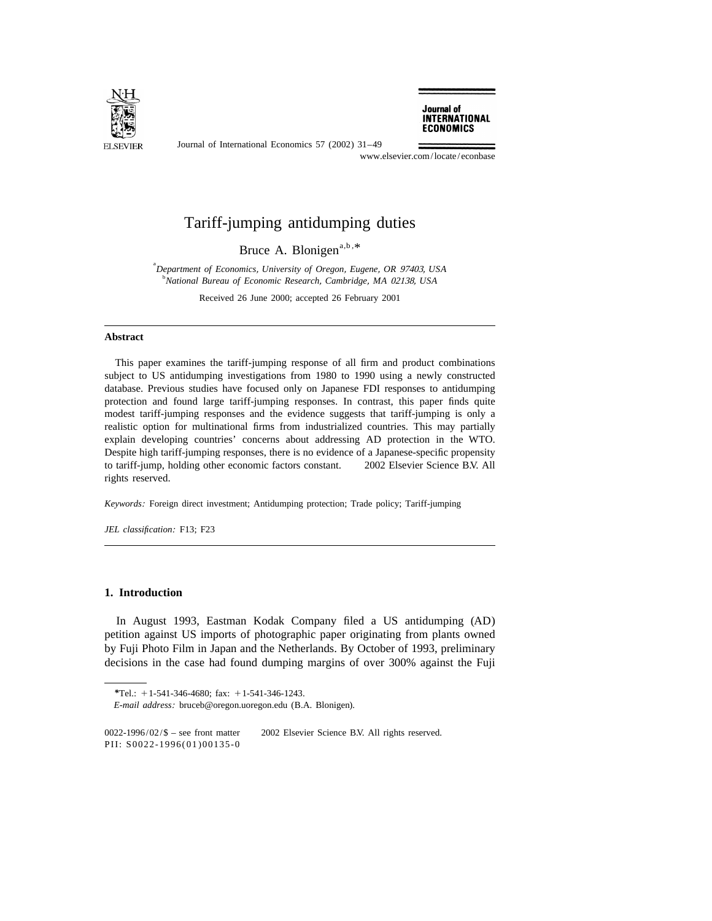# Tariff-jumping antidumping duties

Bruce A. Blonigen[a,b,*]

[a] *Department of Economics, University of Oregon, Eugene, OR 97403, USA*
[b] *National Bureau of Economic Research, Cambridge, MA 02138, USA*

Received 26 June 2000; accepted 26 February 2001

---

### Abstract

This paper examines the tariff-jumping response of all firm and product combinations subject to US antidumping investigations from 1980 to 1990 using a newly constructed database. Previous studies have focused only on Japanese FDI responses to antidumping protection and found large tariff-jumping responses. In contrast, this paper finds quite modest tariff-jumping responses and the evidence suggests that tariff-jumping is only a realistic option for multinational firms from industrialized countries. This may partially explain developing countries' concerns about addressing AD protection in the WTO. Despite high tariff-jumping responses, there is no evidence of a Japanese-specific propensity to tariff-jump, holding other economic factors constant. © 2002 Elsevier Science B.V. All rights reserved.

*Keywords:* Foreign direct investment; Antidumping protection; Trade policy; Tariff-jumping

*JEL classification:* F13; F23

---

## 1. Introduction

In August 1993, Eastman Kodak Company filed a US antidumping (AD) petition against US imports of photographic paper originating from plants owned by Fuji Photo Film in Japan and the Netherlands. By October of 1993, preliminary decisions in the case had found dumping margins of over 300% against the Fuji

---

*Tel.: +1-541-346-4680; fax: +1-541-346-1243.
*E-mail address:* bruceb@oregon.uoregon.edu (B.A. Blonigen).

0022-1996/02/$ – see front matter © 2002 Elsevier Science B.V. All rights reserved.
PII: S0022-1996(01)00135-0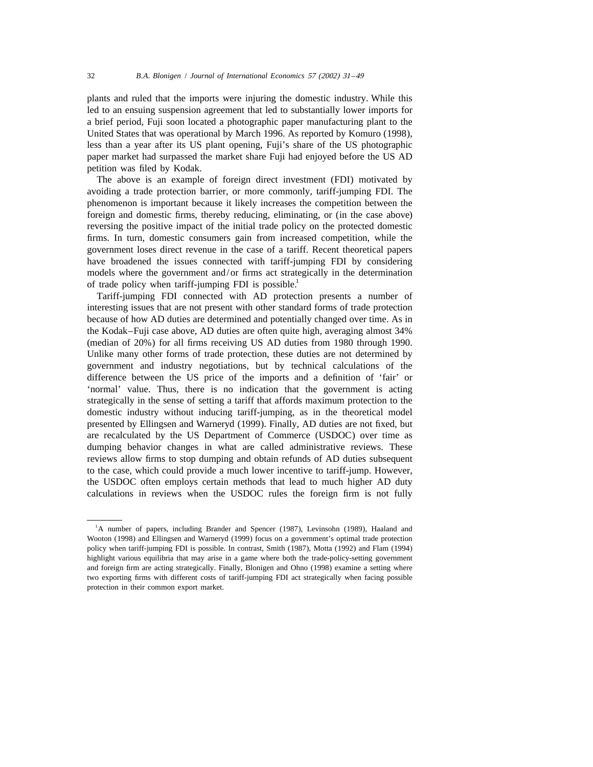plants and ruled that the imports were injuring the domestic industry. While this led to an ensuing suspension agreement that led to substantially lower imports for a brief period, Fuji soon located a photographic paper manufacturing plant to the United States that was operational by March 1996. As reported by Komuro (1998), less than a year after its US plant opening, Fuji's share of the US photographic paper market had surpassed the market share Fuji had enjoyed before the US AD petition was filed by Kodak.

The above is an example of foreign direct investment (FDI) motivated by avoiding a trade protection barrier, or more commonly, tariff-jumping FDI. The phenomenon is important because it likely increases the competition between the foreign and domestic firms, thereby reducing, eliminating, or (in the case above) reversing the positive impact of the initial trade policy on the protected domestic firms. In turn, domestic consumers gain from increased competition, while the government loses direct revenue in the case of a tariff. Recent theoretical papers have broadened the issues connected with tariff-jumping FDI by considering models where the government and/or firms act strategically in the determination of trade policy when tariff-jumping FDI is possible.[1]

Tariff-jumping FDI connected with AD protection presents a number of interesting issues that are not present with other standard forms of trade protection because of how AD duties are determined and potentially changed over time. As in the Kodak–Fuji case above, AD duties are often quite high, averaging almost 34% (median of 20%) for all firms receiving US AD duties from 1980 through 1990. Unlike many other forms of trade protection, these duties are not determined by government and industry negotiations, but by technical calculations of the difference between the US price of the imports and a definition of 'fair' or 'normal' value. Thus, there is no indication that the government is acting strategically in the sense of setting a tariff that affords maximum protection to the domestic industry without inducing tariff-jumping, as in the theoretical model presented by Ellingsen and Warneryd (1999). Finally, AD duties are not fixed, but are recalculated by the US Department of Commerce (USDOC) over time as dumping behavior changes in what are called administrative reviews. These reviews allow firms to stop dumping and obtain refunds of AD duties subsequent to the case, which could provide a much lower incentive to tariff-jump. However, the USDOC often employs certain methods that lead to much higher AD duty calculations in reviews when the USDOC rules the foreign firm is not fully

[1] A number of papers, including Brander and Spencer (1987), Levinsohn (1989), Haaland and Wooton (1998) and Ellingsen and Warneryd (1999) focus on a government's optimal trade protection policy when tariff-jumping FDI is possible. In contrast, Smith (1987), Motta (1992) and Flam (1994) highlight various equilibria that may arise in a game where both the trade-policy-setting government and foreign firm are acting strategically. Finally, Blonigen and Ohno (1998) examine a setting where two exporting firms with different costs of tariff-jumping FDI act strategically when facing possible protection in their common export market.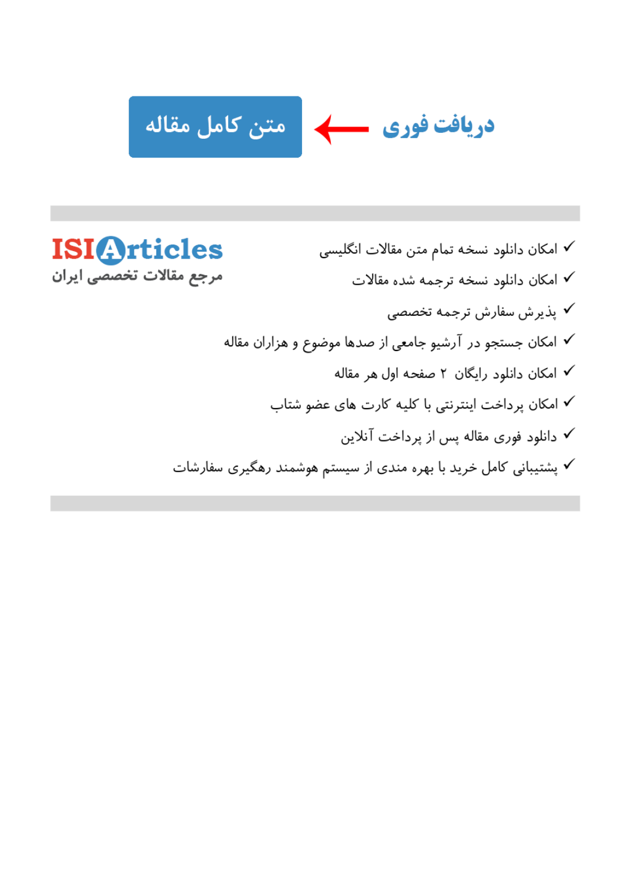دریافت فوری ← **متن کامل مقاله**

**ISIArticles**
مرجع مقالات تخصصی ایران

- ✓ امکان دانلود نسخه تمام متن مقالات انگلیسی
- ✓ امکان دانلود نسخه ترجمه شده مقالات
- ✓ پذیرش سفارش ترجمه تخصصی
- ✓ امکان جستجو در آرشیو جامعی از صدها موضوع و هزاران مقاله
- ✓ امکان دانلود رایگان ۲ صفحه اول هر مقاله
- ✓ امکان پرداخت اینترنتی با کلیه کارت های عضو شتاب
- ✓ دانلود فوری مقاله پس از پرداخت آنلاین
- ✓ پشتیبانی کامل خرید با بهره مندی از سیستم هوشمند رهگیری سفارشات